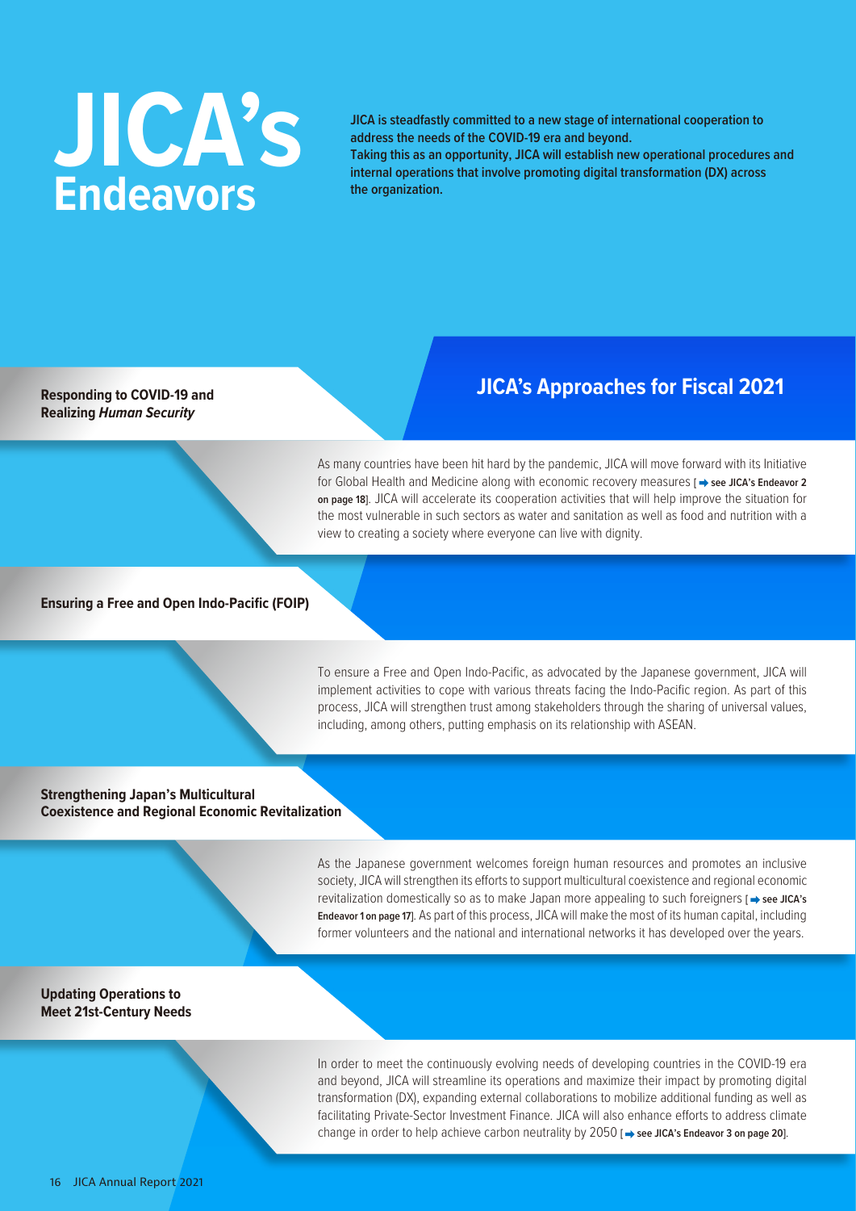# JICA's Endeavors

**JICA is steadfastly committed to a new stage of international cooperation to address the needs of the COVID-19 era and beyond.**
**Taking this as an opportunity, JICA will establish new operational procedures and internal operations that involve promoting digital transformation (DX) across the organization.**

## JICA's Approaches for Fiscal 2021

### Responding to COVID-19 and Realizing *Human Security*

As many countries have been hit hard by the pandemic, JICA will move forward with its Initiative for Global Health and Medicine along with economic recovery measures [→ **see JICA's Endeavor 2 on page 18**]. JICA will accelerate its cooperation activities that will help improve the situation for the most vulnerable in such sectors as water and sanitation as well as food and nutrition with a view to creating a society where everyone can live with dignity.

### Ensuring a Free and Open Indo-Pacific (FOIP)

To ensure a Free and Open Indo-Pacific, as advocated by the Japanese government, JICA will implement activities to cope with various threats facing the Indo-Pacific region. As part of this process, JICA will strengthen trust among stakeholders through the sharing of universal values, including, among others, putting emphasis on its relationship with ASEAN.

### Strengthening Japan's Multicultural Coexistence and Regional Economic Revitalization

As the Japanese government welcomes foreign human resources and promotes an inclusive society, JICA will strengthen its efforts to support multicultural coexistence and regional economic revitalization domestically so as to make Japan more appealing to such foreigners [→ **see JICA's Endeavor 1 on page 17**]. As part of this process, JICA will make the most of its human capital, including former volunteers and the national and international networks it has developed over the years.

### Updating Operations to Meet 21st-Century Needs

In order to meet the continuously evolving needs of developing countries in the COVID-19 era and beyond, JICA will streamline its operations and maximize their impact by promoting digital transformation (DX), expanding external collaborations to mobilize additional funding as well as facilitating Private-Sector Investment Finance. JICA will also enhance efforts to address climate change in order to help achieve carbon neutrality by 2050 [→ **see JICA's Endeavor 3 on page 20**].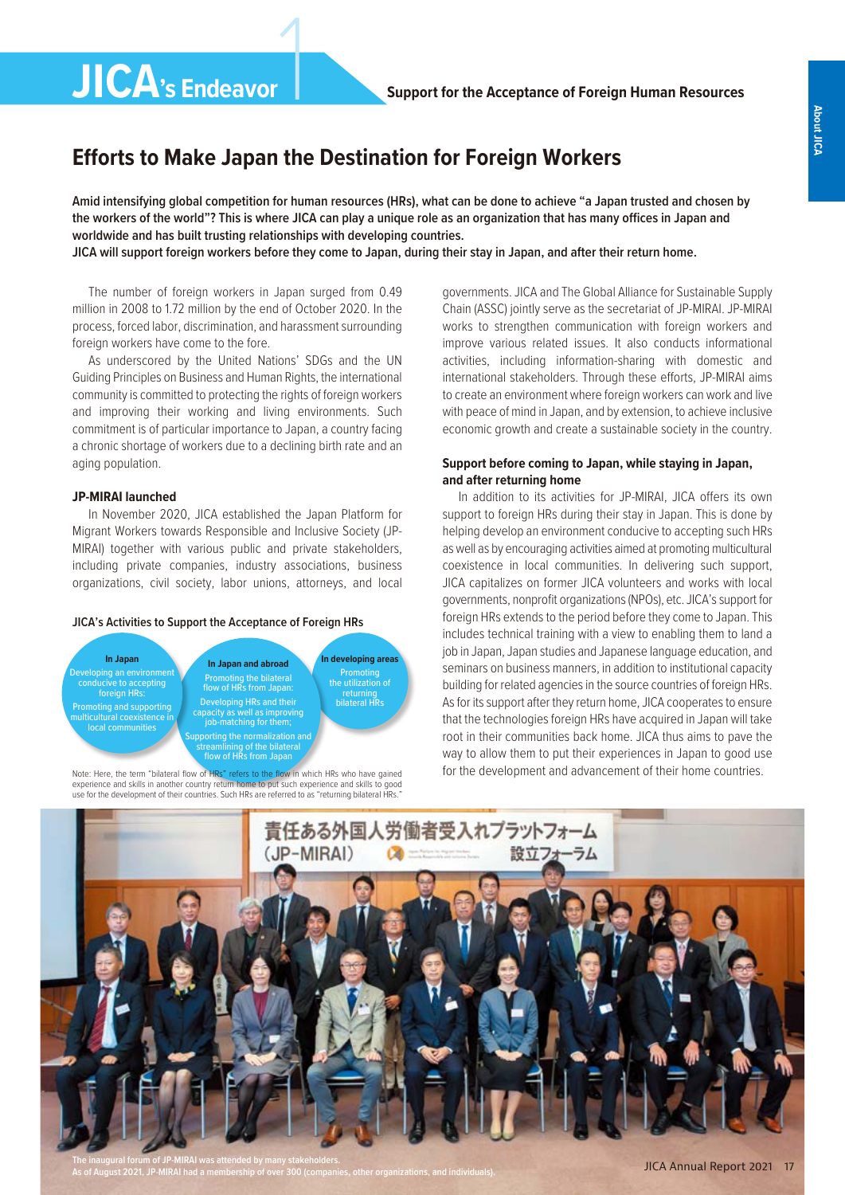# JICA's Endeavor 1

## Support for the Acceptance of Foreign Human Resources

## Efforts to Make Japan the Destination for Foreign Workers

**Amid intensifying global competition for human resources (HRs), what can be done to achieve "a Japan trusted and chosen by the workers of the world"? This is where JICA can play a unique role as an organization that has many offices in Japan and worldwide and has built trusting relationships with developing countries.**
**JICA will support foreign workers before they come to Japan, during their stay in Japan, and after their return home.**

The number of foreign workers in Japan surged from 0.49 million in 2008 to 1.72 million by the end of October 2020. In the process, forced labor, discrimination, and harassment surrounding foreign workers have come to the fore.

As underscored by the United Nations' SDGs and the UN Guiding Principles on Business and Human Rights, the international community is committed to protecting the rights of foreign workers and improving their working and living environments. Such commitment is of particular importance to Japan, a country facing a chronic shortage of workers due to a declining birth rate and an aging population.

### JP-MIRAI launched

In November 2020, JICA established the Japan Platform for Migrant Workers towards Responsible and Inclusive Society (JP-MIRAI) together with various public and private stakeholders, including private companies, industry associations, business organizations, civil society, labor unions, attorneys, and local governments. JICA and The Global Alliance for Sustainable Supply Chain (ASSC) jointly serve as the secretariat of JP-MIRAI. JP-MIRAI works to strengthen communication with foreign workers and improve various related issues. It also conducts informational activities, including information-sharing with domestic and international stakeholders. Through these efforts, JP-MIRAI aims to create an environment where foreign workers can work and live with peace of mind in Japan, and by extension, to achieve inclusive economic growth and create a sustainable society in the country.

**JICA's Activities to Support the Acceptance of Foreign HRs**

**In Japan**
Developing an environment conducive to accepting foreign HRs:
Promoting and supporting multicultural coexistence in local communities

**In Japan and abroad**
Promoting the bilateral flow of HRs from Japan:
Developing HRs and their capacity as well as improving job-matching for them;
Supporting the normalization and streamlining of the bilateral flow of HRs from Japan

**In developing areas**
Promoting the utilization of returning bilateral HRs

Note: Here, the term "bilateral flow of HRs" refers to the flow in which HRs who have gained experience and skills in another country return home to put such experience and skills to good use for the development of their countries. Such HRs are referred to as "returning bilateral HRs."

### Support before coming to Japan, while staying in Japan, and after returning home

In addition to its activities for JP-MIRAI, JICA offers its own support to foreign HRs during their stay in Japan. This is done by helping develop an environment conducive to accepting such HRs as well as by encouraging activities aimed at promoting multicultural coexistence in local communities. In delivering such support, JICA capitalizes on former JICA volunteers and works with local governments, nonprofit organizations (NPOs), etc. JICA's support for foreign HRs extends to the period before they come to Japan. This includes technical training with a view to enabling them to land a job in Japan, Japan studies and Japanese language education, and seminars on business manners, in addition to institutional capacity building for related agencies in the source countries of foreign HRs. As for its support after they return home, JICA cooperates to ensure that the technologies foreign HRs have acquired in Japan will take root in their communities back home. JICA thus aims to pave the way to allow them to put their experiences in Japan to good use for the development and advancement of their home countries.

The inaugural forum of JP-MIRAI was attended by many stakeholders.
As of August 2021, JP-MIRAI had a membership of over 300 (companies, other organizations, and individuals).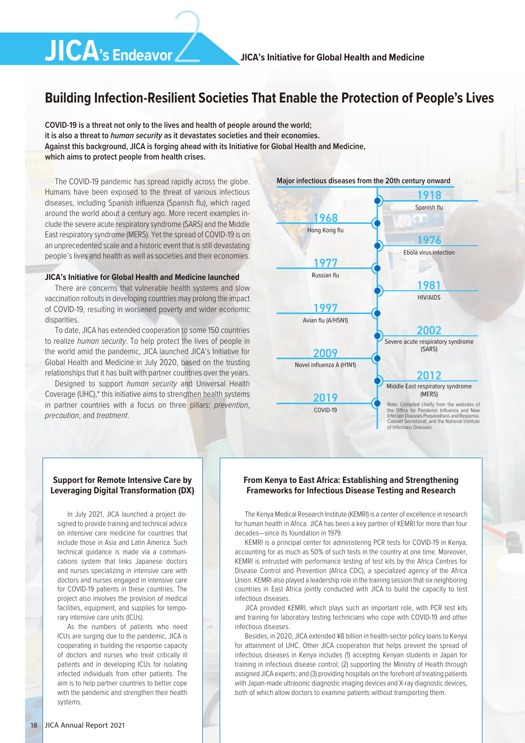# JICA's Endeavor 2

**JICA's Initiative for Global Health and Medicine**

## Building Infection-Resilient Societies That Enable the Protection of People's Lives

**COVID-19 is a threat not only to the lives and health of people around the world; it is also a threat to *human security* as it devastates societies and their economies. Against this background, JICA is forging ahead with its Initiative for Global Health and Medicine, which aims to protect people from health crises.**

The COVID-19 pandemic has spread rapidly across the globe. Humans have been exposed to the threat of various infectious diseases, including Spanish influenza (Spanish flu), which raged around the world about a century ago. More recent examples include the severe acute respiratory syndrome (SARS) and the Middle East respiratory syndrome (MERS). Yet the spread of COVID-19 is on an unprecedented scale and a historic event that is still devastating people's lives and health as well as societies and their economies.

### JICA's Initiative for Global Health and Medicine launched

There are concerns that vulnerable health systems and slow vaccination rollouts in developing countries may prolong the impact of COVID-19, resulting in worsened poverty and wider economic disparities.

To date, JICA has extended cooperation to some 150 countries to realize *human security*. To help protect the lives of people in the world amid the pandemic, JICA launched JICA's Initiative for Global Health and Medicine in July 2020, based on the trusting relationships that it has built with partner countries over the years.

Designed to support *human security* and Universal Health Coverage (UHC),* this initiative aims to strengthen health systems in partner countries with a focus on three pillars: *prevention*, *precaution*, and *treatment*.

**Major infectious diseases from the 20th century onward**

| Year | Disease |
|---|---|
| 1918 | Spanish flu |
| 1968 | Hong Kong flu |
| 1976 | Ebola virus infection |
| 1977 | Russian flu |
| 1981 | HIV/AIDS |
| 1997 | Avian flu (A/H5N1) |
| 2002 | Severe acute respiratory syndrome (SARS) |
| 2009 | Novel influenza A (H1N1) |
| 2012 | Middle East respiratory syndrome (MERS) |
| 2019 | COVID-19 |

Note: Compiled chiefly from the websites of the Office for Pandemic Influenza and New Infection Diseases Preparedness and Response, Cabinet Secretariat; and the National Institute of Infectious Diseases

### Support for Remote Intensive Care by Leveraging Digital Transformation (DX)

In July 2021, JICA launched a project designed to provide training and technical advice on intensive care medicine for countries that include those in Asia and Latin America. Such technical guidance is made via a communications system that links Japanese doctors and nurses specializing in intensive care with doctors and nurses engaged in intensive care for COVID-19 patients in these countries. The project also involves the provision of medical facilities, equipment, and supplies for temporary intensive care units (ICUs).

As the numbers of patients who need ICUs are surging due to the pandemic, JICA is cooperating in building the response capacity of doctors and nurses who treat critically ill patients and in developing ICUs for isolating infected individuals from other patients. The aim is to help partner countries to better cope with the pandemic and strengthen their health systems.

### From Kenya to East Africa: Establishing and Strengthening Frameworks for Infectious Disease Testing and Research

The Kenya Medical Research Institute (KEMRI) is a center of excellence in research for human health in Africa. JICA has been a key partner of KEMRI for more than four decades—since its foundation in 1979.

KEMRI is a principal center for administering PCR tests for COVID-19 in Kenya, accounting for as much as 50% of such tests in the country at one time. Moreover, KEMRI is entrusted with performance testing of test kits by the Africa Centres for Disease Control and Prevention (Africa CDC), a specialized agency of the Africa Union. KEMRI also played a leadership role in the training session that six neighboring countries in East Africa jointly conducted with JICA to build the capacity to test infectious diseases.

JICA provided KEMRI, which plays such an important role, with PCR test kits and training for laboratory testing technicians who cope with COVID-19 and other infectious diseases.

Besides, in 2020, JICA extended ¥8 billion in health-sector policy loans to Kenya for attainment of UHC. Other JICA cooperation that helps prevent the spread of infectious diseases in Kenya includes (1) accepting Kenyan students in Japan for training in infectious disease control; (2) supporting the Ministry of Health through assigned JICA experts; and (3) providing hospitals on the forefront of treating patients with Japan-made ultrasonic diagnostic imaging devices and X-ray diagnostic devices, both of which allow doctors to examine patients without transporting them.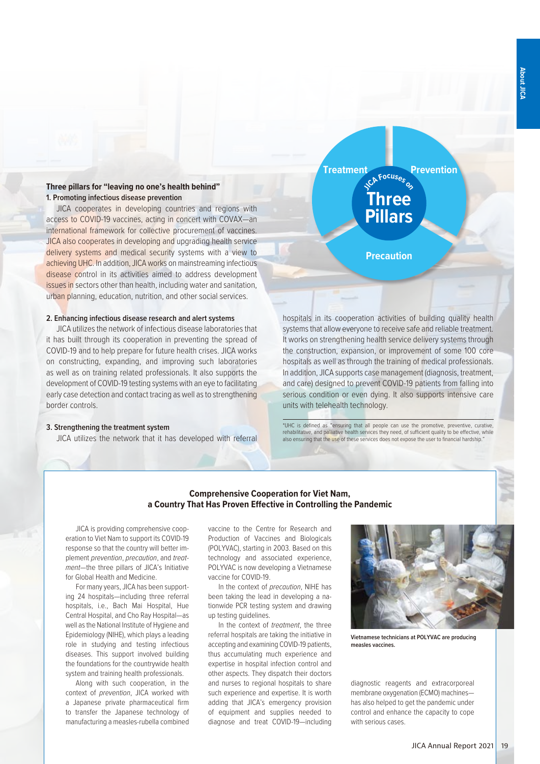### Three pillars for "leaving no one's health behind"

**1. Promoting infectious disease prevention**

JICA cooperates in developing countries and regions with access to COVID-19 vaccines, acting in concert with COVAX—an international framework for collective procurement of vaccines. JICA also cooperates in developing and upgrading health service delivery systems and medical security systems with a view to achieving UHC. In addition, JICA works on mainstreaming infectious disease control in its activities aimed to address development issues in sectors other than health, including water and sanitation, urban planning, education, nutrition, and other social services.

**2. Enhancing infectious disease research and alert systems**

JICA utilizes the network of infectious disease laboratories that it has built through its cooperation in preventing the spread of COVID-19 and to help prepare for future health crises. JICA works on constructing, expanding, and improving such laboratories as well as on training related professionals. It also supports the development of COVID-19 testing systems with an eye to facilitating early case detection and contact tracing as well as to strengthening border controls.

**3. Strengthening the treatment system**

JICA utilizes the network that it has developed with referral hospitals in its cooperation activities of building quality health systems that allow everyone to receive safe and reliable treatment. It works on strengthening health service delivery systems through the construction, expansion, or improvement of some 100 core hospitals as well as through the training of medical professionals. In addition, JICA supports case management (diagnosis, treatment, and care) designed to prevent COVID-19 patients from falling into serious condition or even dying. It also supports intensive care units with telehealth technology.

*UHC is defined as "ensuring that all people can use the promotive, preventive, curative, rehabilitative, and palliative health services they need, of sufficient quality to be effective, while also ensuring that the use of these services does not expose the user to financial hardship."

JICA Focuses on Three Pillars: Treatment, Prevention, Precaution

### Comprehensive Cooperation for Viet Nam, a Country That Has Proven Effective in Controlling the Pandemic

JICA is providing comprehensive cooperation to Viet Nam to support its COVID-19 response so that the country will better implement *prevention*, *precaution*, and *treatment*—the three pillars of JICA's Initiative for Global Health and Medicine.

For many years, JICA has been supporting 24 hospitals—including three referral hospitals, i.e., Bach Mai Hospital, Hue Central Hospital, and Cho Ray Hospital—as well as the National Institute of Hygiene and Epidemiology (NIHE), which plays a leading role in studying and testing infectious diseases. This support involved building the foundations for the countrywide health system and training health professionals.

Along with such cooperation, in the context of *prevention*, JICA worked with a Japanese private pharmaceutical firm to transfer the Japanese technology of manufacturing a measles-rubella combined vaccine to the Centre for Research and Production of Vaccines and Biologicals (POLYVAC), starting in 2003. Based on this technology and associated experience, POLYVAC is now developing a Vietnamese vaccine for COVID-19.

In the context of *precaution*, NIHE has been taking the lead in developing a nationwide PCR testing system and drawing up testing guidelines.

In the context of *treatment*, the three referral hospitals are taking the initiative in accepting and examining COVID-19 patients, thus accumulating much experience and expertise in hospital infection control and other aspects. They dispatch their doctors and nurses to regional hospitals to share such experience and expertise. It is worth adding that JICA's emergency provision of equipment and supplies needed to diagnose and treat COVID-19—including diagnostic reagents and extracorporeal membrane oxygenation (ECMO) machines—has also helped to get the pandemic under control and enhance the capacity to cope with serious cases.

Vietnamese technicians at POLYVAC are producing measles vaccines.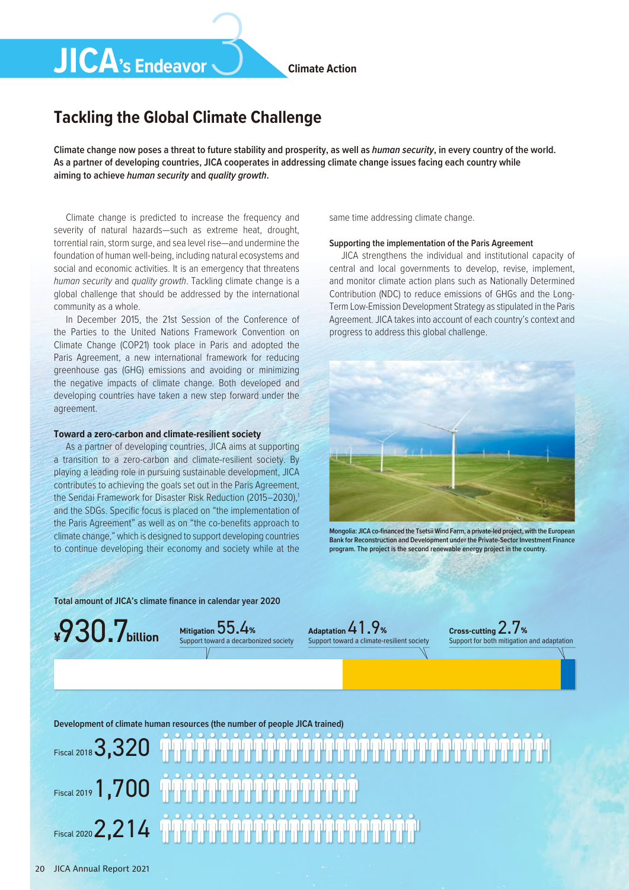# JICA's Endeavor 3

**Climate Action**

## Tackling the Global Climate Challenge

**Climate change now poses a threat to future stability and prosperity, as well as *human security*, in every country of the world. As a partner of developing countries, JICA cooperates in addressing climate change issues facing each country while aiming to achieve *human security* and *quality growth*.**

Climate change is predicted to increase the frequency and severity of natural hazards—such as extreme heat, drought, torrential rain, storm surge, and sea level rise—and undermine the foundation of human well-being, including natural ecosystems and social and economic activities. It is an emergency that threatens *human security* and *quality growth*. Tackling climate change is a global challenge that should be addressed by the international community as a whole.

In December 2015, the 21st Session of the Conference of the Parties to the United Nations Framework Convention on Climate Change (COP21) took place in Paris and adopted the Paris Agreement, a new international framework for reducing greenhouse gas (GHG) emissions and avoiding or minimizing the negative impacts of climate change. Both developed and developing countries have taken a new step forward under the agreement.

### Toward a zero-carbon and climate-resilient society

As a partner of developing countries, JICA aims at supporting a transition to a zero-carbon and climate-resilient society. By playing a leading role in pursuing sustainable development, JICA contributes to achieving the goals set out in the Paris Agreement, the Sendai Framework for Disaster Risk Reduction (2015–2030),[1] and the SDGs. Specific focus is placed on "the implementation of the Paris Agreement" as well as on "the co-benefits approach to climate change," which is designed to support developing countries to continue developing their economy and society while at the same time addressing climate change.

### Supporting the implementation of the Paris Agreement

JICA strengthens the individual and institutional capacity of central and local governments to develop, revise, implement, and monitor climate action plans such as Nationally Determined Contribution (NDC) to reduce emissions of GHGs and the Long-Term Low-Emission Development Strategy as stipulated in the Paris Agreement. JICA takes into account of each country's context and progress to address this global challenge.

Mongolia: JICA co-financed the Tsetsii Wind Farm, a private-led project, with the European Bank for Reconstruction and Development under the Private-Sector Investment Finance program. The project is the second renewable energy project in the country.

**Total amount of JICA's climate finance in calendar year 2020**

**¥930.7 billion**

- **Mitigation 55.4%** Support toward a decarbonized society
- **Adaptation 41.9%** Support toward a climate-resilient society
- **Cross-cutting 2.7%** Support for both mitigation and adaptation

**Development of climate human resources (the number of people JICA trained)**

| Fiscal year | Number of people trained |
| --- | --- |
| Fiscal 2018 | 3,320 |
| Fiscal 2019 | 1,700 |
| Fiscal 2020 | 2,214 |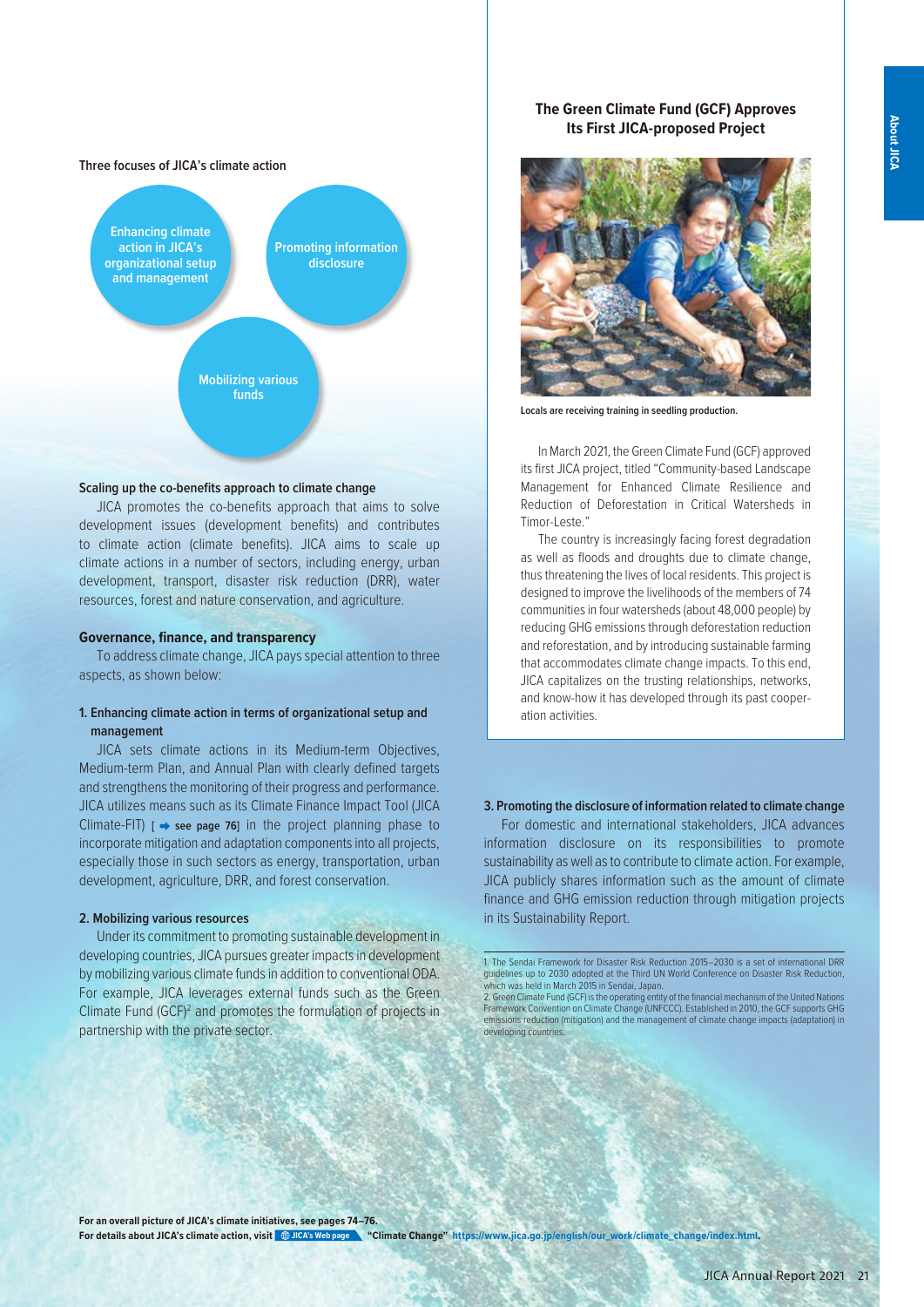### Three focuses of JICA's climate action

Enhancing climate action in JICA's organizational setup and management

Promoting information disclosure

Mobilizing various funds

### Scaling up the co-benefits approach to climate change

JICA promotes the co-benefits approach that aims to solve development issues (development benefits) and contributes to climate action (climate benefits). JICA aims to scale up climate actions in a number of sectors, including energy, urban development, transport, disaster risk reduction (DRR), water resources, forest and nature conservation, and agriculture.

### Governance, finance, and transparency

To address climate change, JICA pays special attention to three aspects, as shown below:

#### 1. Enhancing climate action in terms of organizational setup and management

JICA sets climate actions in its Medium-term Objectives, Medium-term Plan, and Annual Plan with clearly defined targets and strengthens the monitoring of their progress and performance. JICA utilizes means such as its Climate Finance Impact Tool (JICA Climate-FIT) [➡ see page 76] in the project planning phase to incorporate mitigation and adaptation components into all projects, especially those in such sectors as energy, transportation, urban development, agriculture, DRR, and forest conservation.

#### 2. Mobilizing various resources

Under its commitment to promoting sustainable development in developing countries, JICA pursues greater impacts in development by mobilizing various climate funds in addition to conventional ODA. For example, JICA leverages external funds such as the Green Climate Fund (GCF)[2] and promotes the formulation of projects in partnership with the private sector.

### The Green Climate Fund (GCF) Approves Its First JICA-proposed Project

Locals are receiving training in seedling production.

In March 2021, the Green Climate Fund (GCF) approved its first JICA project, titled "Community-based Landscape Management for Enhanced Climate Resilience and Reduction of Deforestation in Critical Watersheds in Timor-Leste."

The country is increasingly facing forest degradation as well as floods and droughts due to climate change, thus threatening the lives of local residents. This project is designed to improve the livelihoods of the members of 74 communities in four watersheds (about 48,000 people) by reducing GHG emissions through deforestation reduction and reforestation, and by introducing sustainable farming that accommodates climate change impacts. To this end, JICA capitalizes on the trusting relationships, networks, and know-how it has developed through its past cooperation activities.

#### 3. Promoting the disclosure of information related to climate change

For domestic and international stakeholders, JICA advances information disclosure on its responsibilities to promote sustainability as well as to contribute to climate action. For example, JICA publicly shares information such as the amount of climate finance and GHG emission reduction through mitigation projects in its Sustainability Report.

1. The Sendai Framework for Disaster Risk Reduction 2015–2030 is a set of international DRR guidelines up to 2030 adopted at the Third UN World Conference on Disaster Risk Reduction, which was held in March 2015 in Sendai, Japan.
2. Green Climate Fund (GCF) is the operating entity of the financial mechanism of the United Nations Framework Convention on Climate Change (UNFCCC). Established in 2010, the GCF supports GHG emissions reduction (mitigation) and the management of climate change impacts (adaptation) in developing countries.

**For an overall picture of JICA's climate initiatives, see pages 74–76.**
**For details about JICA's climate action, visit JICA's Web page "Climate Change" https://www.jica.go.jp/english/our_work/climate_change/index.html.**